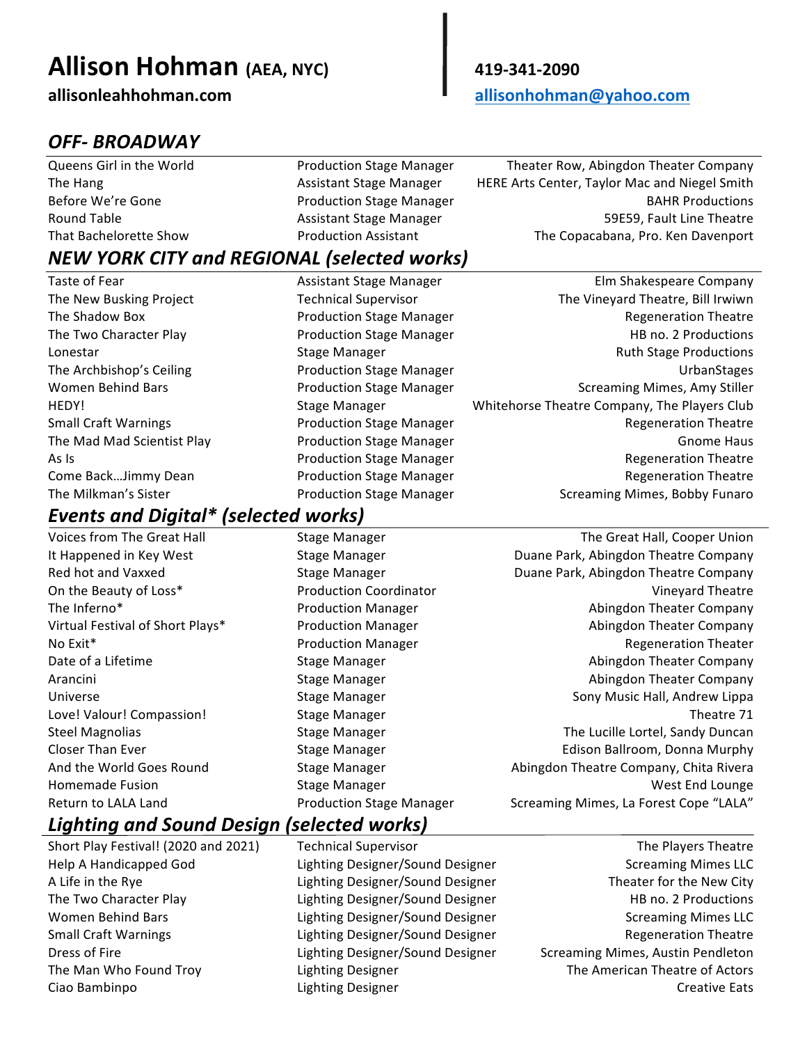# Allison Hohman (AEA, NYC)

**allisonleahhohman.com**

**419-341-2090**

**allisonhohman@yahoo.com**

## *OFF- BROADWAY*

| | | |
|---|---|---|
| Queens Girl in the World | Production Stage Manager | Theater Row, Abingdon Theater Company |
| The Hang | Assistant Stage Manager | HERE Arts Center, Taylor Mac and Niegel Smith |
| Before We're Gone | Production Stage Manager | BAHR Productions |
| Round Table | Assistant Stage Manager | 59E59, Fault Line Theatre |
| That Bachelorette Show | Production Assistant | The Copacabana, Pro. Ken Davenport |

## *NEW YORK CITY and REGIONAL (selected works)*

| | | |
|---|---|---|
| Taste of Fear | Assistant Stage Manager | Elm Shakespeare Company |
| The New Busking Project | Technical Supervisor | The Vineyard Theatre, Bill Irwiwn |
| The Shadow Box | Production Stage Manager | Regeneration Theatre |
| The Two Character Play | Production Stage Manager | HB no. 2 Productions |
| Lonestar | Stage Manager | Ruth Stage Productions |
| The Archbishop's Ceiling | Production Stage Manager | UrbanStages |
| Women Behind Bars | Production Stage Manager | Screaming Mimes, Amy Stiller |
| HEDY! | Stage Manager | Whitehorse Theatre Company, The Players Club |
| Small Craft Warnings | Production Stage Manager | Regeneration Theatre |
| The Mad Mad Scientist Play | Production Stage Manager | Gnome Haus |
| As Is | Production Stage Manager | Regeneration Theatre |
| Come Back…Jimmy Dean | Production Stage Manager | Regeneration Theatre |
| The Milkman's Sister | Production Stage Manager | Screaming Mimes, Bobby Funaro |

## *Events and Digital* (selected works)*

| | | |
|---|---|---|
| Voices from The Great Hall | Stage Manager | The Great Hall, Cooper Union |
| It Happened in Key West | Stage Manager | Duane Park, Abingdon Theatre Company |
| Red hot and Vaxxed | Stage Manager | Duane Park, Abingdon Theatre Company |
| On the Beauty of Loss* | Production Coordinator | Vineyard Theatre |
| The Inferno* | Production Manager | Abingdon Theater Company |
| Virtual Festival of Short Plays* | Production Manager | Abingdon Theater Company |
| No Exit* | Production Manager | Regeneration Theater |
| Date of a Lifetime | Stage Manager | Abingdon Theater Company |
| Arancini | Stage Manager | Abingdon Theater Company |
| Universe | Stage Manager | Sony Music Hall, Andrew Lippa |
| Love! Valour! Compassion! | Stage Manager | Theatre 71 |
| Steel Magnolias | Stage Manager | The Lucille Lortel, Sandy Duncan |
| Closer Than Ever | Stage Manager | Edison Ballroom, Donna Murphy |
| And the World Goes Round | Stage Manager | Abingdon Theatre Company, Chita Rivera |
| Homemade Fusion | Stage Manager | West End Lounge |
| Return to LALA Land | Production Stage Manager | Screaming Mimes, La Forest Cope "LALA" |

## *Lighting and Sound Design (selected works)*

| | | |
|---|---|---|
| Short Play Festival! (2020 and 2021) | Technical Supervisor | The Players Theatre |
| Help A Handicapped God | Lighting Designer/Sound Designer | Screaming Mimes LLC |
| A Life in the Rye | Lighting Designer/Sound Designer | Theater for the New City |
| The Two Character Play | Lighting Designer/Sound Designer | HB no. 2 Productions |
| Women Behind Bars | Lighting Designer/Sound Designer | Screaming Mimes LLC |
| Small Craft Warnings | Lighting Designer/Sound Designer | Regeneration Theatre |
| Dress of Fire | Lighting Designer/Sound Designer | Screaming Mimes, Austin Pendleton |
| The Man Who Found Troy | Lighting Designer | The American Theatre of Actors |
| Ciao Bambinpo | Lighting Designer | Creative Eats |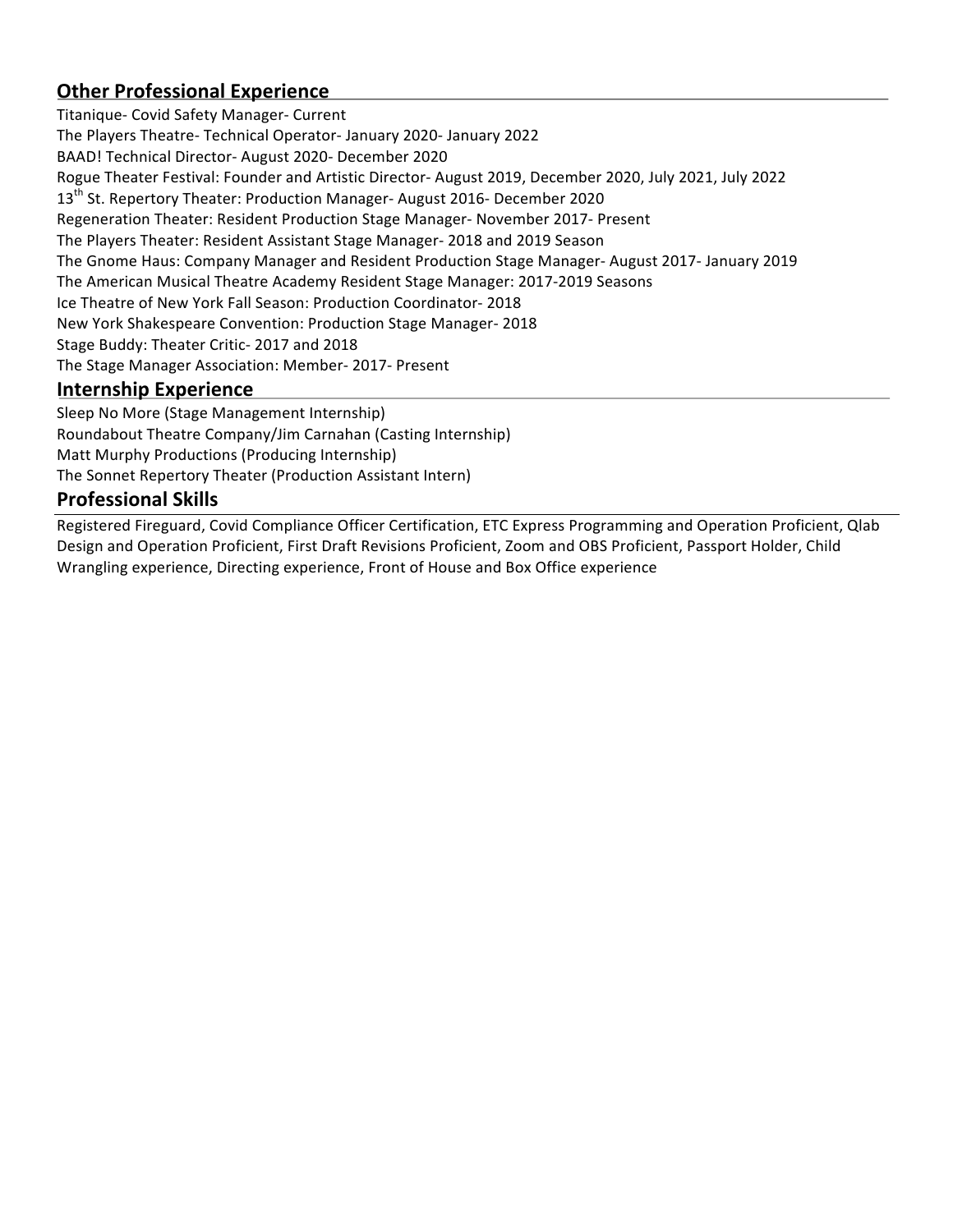## Other Professional Experience

Titanique- Covid Safety Manager- Current
The Players Theatre- Technical Operator- January 2020- January 2022
BAAD! Technical Director- August 2020- December 2020
Rogue Theater Festival: Founder and Artistic Director- August 2019, December 2020, July 2021, July 2022
13th St. Repertory Theater: Production Manager- August 2016- December 2020
Regeneration Theater: Resident Production Stage Manager- November 2017- Present
The Players Theater: Resident Assistant Stage Manager- 2018 and 2019 Season
The Gnome Haus: Company Manager and Resident Production Stage Manager- August 2017- January 2019
The American Musical Theatre Academy Resident Stage Manager: 2017-2019 Seasons
Ice Theatre of New York Fall Season: Production Coordinator- 2018
New York Shakespeare Convention: Production Stage Manager- 2018
Stage Buddy: Theater Critic- 2017 and 2018
The Stage Manager Association: Member- 2017- Present

## Internship Experience

Sleep No More (Stage Management Internship)
Roundabout Theatre Company/Jim Carnahan (Casting Internship)
Matt Murphy Productions (Producing Internship)
The Sonnet Repertory Theater (Production Assistant Intern)

## Professional Skills

Registered Fireguard, Covid Compliance Officer Certification, ETC Express Programming and Operation Proficient, Qlab Design and Operation Proficient, First Draft Revisions Proficient, Zoom and OBS Proficient, Passport Holder, Child Wrangling experience, Directing experience, Front of House and Box Office experience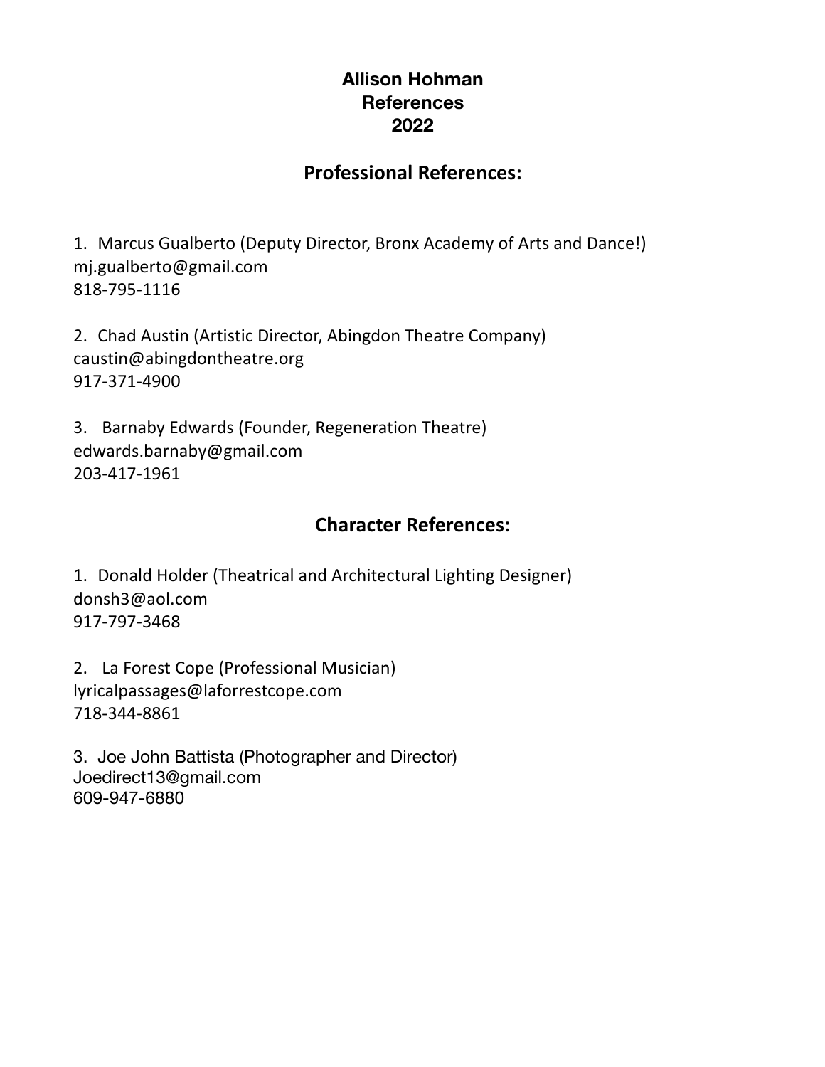# Allison Hohman
# References
# 2022

## Professional References:

1. Marcus Gualberto (Deputy Director, Bronx Academy of Arts and Dance!)
mj.gualberto@gmail.com
818-795-1116

2. Chad Austin (Artistic Director, Abingdon Theatre Company)
caustin@abingdontheatre.org
917-371-4900

3. Barnaby Edwards (Founder, Regeneration Theatre)
edwards.barnaby@gmail.com
203-417-1961

## Character References:

1. Donald Holder (Theatrical and Architectural Lighting Designer)
donsh3@aol.com
917-797-3468

2. La Forest Cope (Professional Musician)
lyricalpassages@laforrestcope.com
718-344-8861

3. Joe John Battista (Photographer and Director)
Joedirect13@gmail.com
609-947-6880